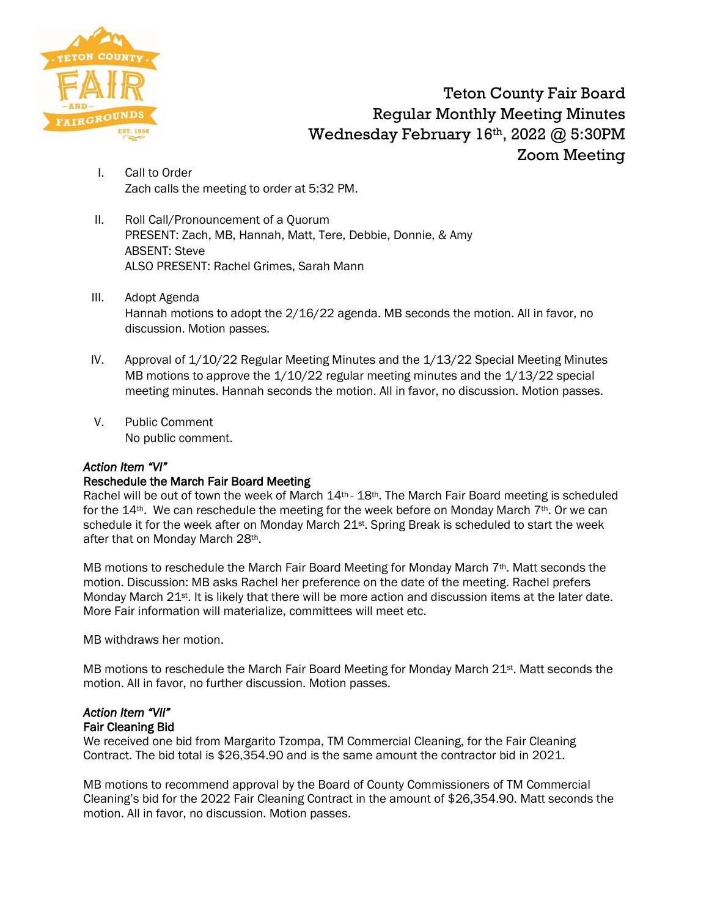# Teton County Fair Board
## Regular Monthly Meeting Minutes
## Wednesday February 16th, 2022 @ 5:30PM
## Zoom Meeting

I. Call to Order
Zach calls the meeting to order at 5:32 PM.

II. Roll Call/Pronouncement of a Quorum
PRESENT: Zach, MB, Hannah, Matt, Tere, Debbie, Donnie, & Amy
ABSENT: Steve
ALSO PRESENT: Rachel Grimes, Sarah Mann

III. Adopt Agenda
Hannah motions to adopt the 2/16/22 agenda. MB seconds the motion. All in favor, no discussion. Motion passes.

IV. Approval of 1/10/22 Regular Meeting Minutes and the 1/13/22 Special Meeting Minutes
MB motions to approve the 1/10/22 regular meeting minutes and the 1/13/22 special meeting minutes. Hannah seconds the motion. All in favor, no discussion. Motion passes.

V. Public Comment
No public comment.

*Action Item "VI"*
**Reschedule the March Fair Board Meeting**
Rachel will be out of town the week of March 14th - 18th. The March Fair Board meeting is scheduled for the 14th. We can reschedule the meeting for the week before on Monday March 7th. Or we can schedule it for the week after on Monday March 21st. Spring Break is scheduled to start the week after that on Monday March 28th.

MB motions to reschedule the March Fair Board Meeting for Monday March 7th. Matt seconds the motion. Discussion: MB asks Rachel her preference on the date of the meeting. Rachel prefers Monday March 21st. It is likely that there will be more action and discussion items at the later date. More Fair information will materialize, committees will meet etc.

MB withdraws her motion.

MB motions to reschedule the March Fair Board Meeting for Monday March 21st. Matt seconds the motion. All in favor, no further discussion. Motion passes.

*Action Item "VII"*
**Fair Cleaning Bid**
We received one bid from Margarito Tzompa, TM Commercial Cleaning, for the Fair Cleaning Contract. The bid total is $26,354.90 and is the same amount the contractor bid in 2021.

MB motions to recommend approval by the Board of County Commissioners of TM Commercial Cleaning's bid for the 2022 Fair Cleaning Contract in the amount of $26,354.90. Matt seconds the motion. All in favor, no discussion. Motion passes.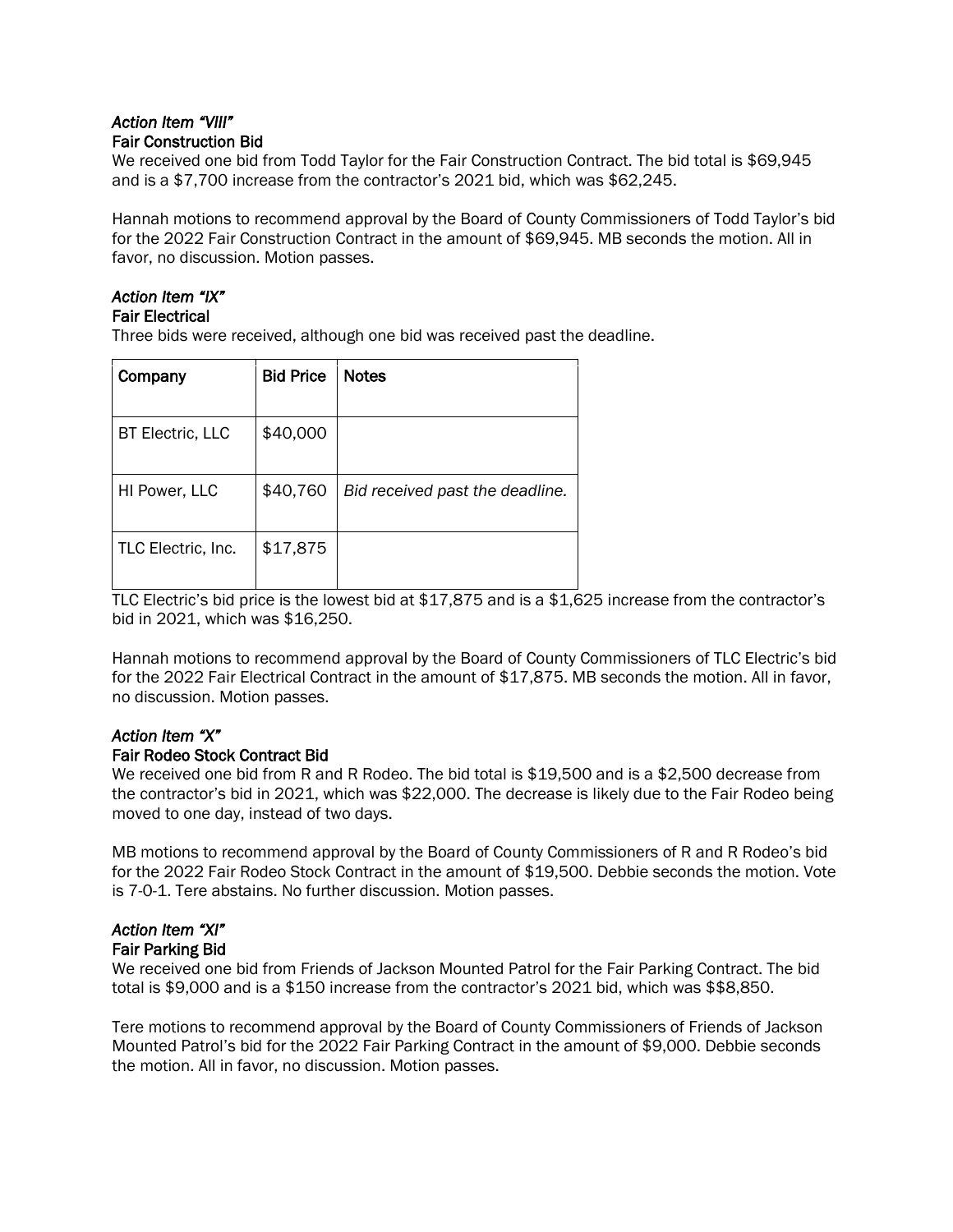*Action Item "VIII"*
### Fair Construction Bid

We received one bid from Todd Taylor for the Fair Construction Contract. The bid total is $69,945 and is a $7,700 increase from the contractor's 2021 bid, which was $62,245.

Hannah motions to recommend approval by the Board of County Commissioners of Todd Taylor's bid for the 2022 Fair Construction Contract in the amount of $69,945. MB seconds the motion. All in favor, no discussion. Motion passes.

*Action Item "IX"*
### Fair Electrical

Three bids were received, although one bid was received past the deadline.

| Company | Bid Price | Notes |
|---|---|---|
| BT Electric, LLC | $40,000 | |
| HI Power, LLC | $40,760 | *Bid received past the deadline.* |
| TLC Electric, Inc. | $17,875 | |

TLC Electric's bid price is the lowest bid at $17,875 and is a $1,625 increase from the contractor's bid in 2021, which was $16,250.

Hannah motions to recommend approval by the Board of County Commissioners of TLC Electric's bid for the 2022 Fair Electrical Contract in the amount of $17,875. MB seconds the motion. All in favor, no discussion. Motion passes.

*Action Item "X"*
### Fair Rodeo Stock Contract Bid

We received one bid from R and R Rodeo. The bid total is $19,500 and is a $2,500 decrease from the contractor's bid in 2021, which was $22,000. The decrease is likely due to the Fair Rodeo being moved to one day, instead of two days.

MB motions to recommend approval by the Board of County Commissioners of R and R Rodeo's bid for the 2022 Fair Rodeo Stock Contract in the amount of $19,500. Debbie seconds the motion. Vote is 7-0-1. Tere abstains. No further discussion. Motion passes.

*Action Item "XI"*
### Fair Parking Bid

We received one bid from Friends of Jackson Mounted Patrol for the Fair Parking Contract. The bid total is $9,000 and is a $150 increase from the contractor's 2021 bid, which was $$8,850.

Tere motions to recommend approval by the Board of County Commissioners of Friends of Jackson Mounted Patrol's bid for the 2022 Fair Parking Contract in the amount of $9,000. Debbie seconds the motion. All in favor, no discussion. Motion passes.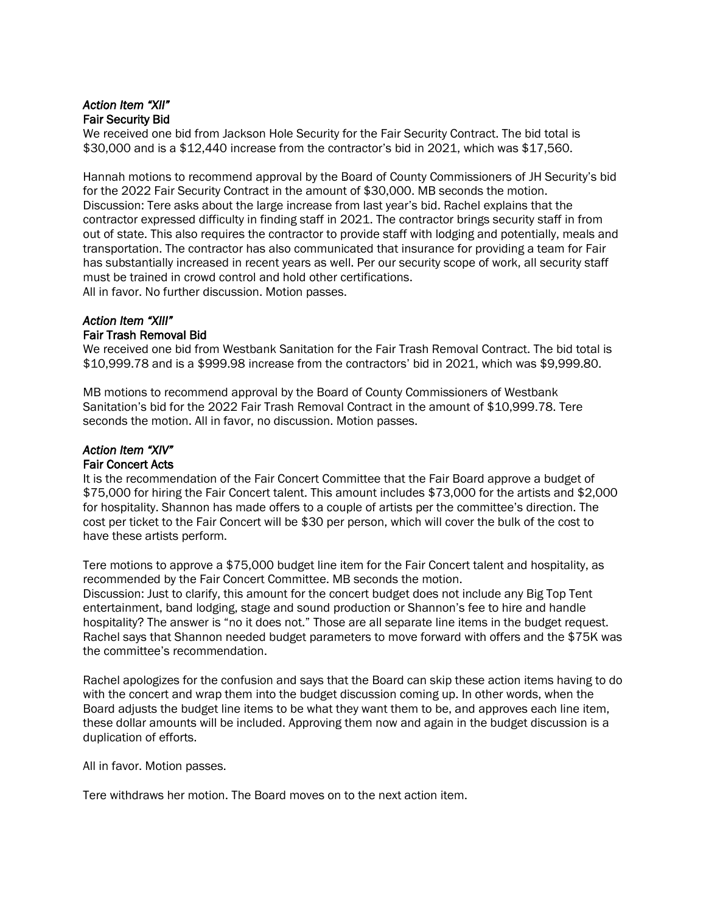*Action Item "XII"*
**Fair Security Bid**

We received one bid from Jackson Hole Security for the Fair Security Contract. The bid total is $30,000 and is a $12,440 increase from the contractor's bid in 2021, which was $17,560.

Hannah motions to recommend approval by the Board of County Commissioners of JH Security's bid for the 2022 Fair Security Contract in the amount of $30,000. MB seconds the motion.
Discussion: Tere asks about the large increase from last year's bid. Rachel explains that the contractor expressed difficulty in finding staff in 2021. The contractor brings security staff in from out of state. This also requires the contractor to provide staff with lodging and potentially, meals and transportation. The contractor has also communicated that insurance for providing a team for Fair has substantially increased in recent years as well. Per our security scope of work, all security staff must be trained in crowd control and hold other certifications.
All in favor. No further discussion. Motion passes.

*Action Item "XIII"*
**Fair Trash Removal Bid**

We received one bid from Westbank Sanitation for the Fair Trash Removal Contract. The bid total is $10,999.78 and is a $999.98 increase from the contractors' bid in 2021, which was $9,999.80.

MB motions to recommend approval by the Board of County Commissioners of Westbank Sanitation's bid for the 2022 Fair Trash Removal Contract in the amount of $10,999.78. Tere seconds the motion. All in favor, no discussion. Motion passes.

*Action Item "XIV"*
**Fair Concert Acts**

It is the recommendation of the Fair Concert Committee that the Fair Board approve a budget of $75,000 for hiring the Fair Concert talent. This amount includes $73,000 for the artists and $2,000 for hospitality. Shannon has made offers to a couple of artists per the committee's direction. The cost per ticket to the Fair Concert will be $30 per person, which will cover the bulk of the cost to have these artists perform.

Tere motions to approve a $75,000 budget line item for the Fair Concert talent and hospitality, as recommended by the Fair Concert Committee. MB seconds the motion.
Discussion: Just to clarify, this amount for the concert budget does not include any Big Top Tent entertainment, band lodging, stage and sound production or Shannon's fee to hire and handle hospitality? The answer is "no it does not." Those are all separate line items in the budget request. Rachel says that Shannon needed budget parameters to move forward with offers and the $75K was the committee's recommendation.

Rachel apologizes for the confusion and says that the Board can skip these action items having to do with the concert and wrap them into the budget discussion coming up. In other words, when the Board adjusts the budget line items to be what they want them to be, and approves each line item, these dollar amounts will be included. Approving them now and again in the budget discussion is a duplication of efforts.

All in favor. Motion passes.

Tere withdraws her motion. The Board moves on to the next action item.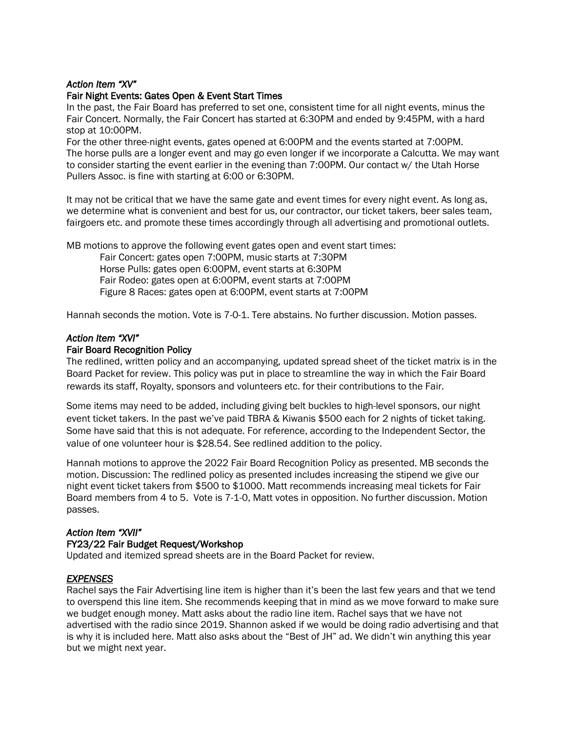*Action Item "XV"*
**Fair Night Events: Gates Open & Event Start Times**

In the past, the Fair Board has preferred to set one, consistent time for all night events, minus the Fair Concert. Normally, the Fair Concert has started at 6:30PM and ended by 9:45PM, with a hard stop at 10:00PM.

For the other three-night events, gates opened at 6:00PM and the events started at 7:00PM. The horse pulls are a longer event and may go even longer if we incorporate a Calcutta. We may want to consider starting the event earlier in the evening than 7:00PM. Our contact w/ the Utah Horse Pullers Assoc. is fine with starting at 6:00 or 6:30PM.

It may not be critical that we have the same gate and event times for every night event. As long as, we determine what is convenient and best for us, our contractor, our ticket takers, beer sales team, fairgoers etc. and promote these times accordingly through all advertising and promotional outlets.

MB motions to approve the following event gates open and event start times:

> Fair Concert: gates open 7:00PM, music starts at 7:30PM
> Horse Pulls: gates open 6:00PM, event starts at 6:30PM
> Fair Rodeo: gates open at 6:00PM, event starts at 7:00PM
> Figure 8 Races: gates open at 6:00PM, event starts at 7:00PM

Hannah seconds the motion. Vote is 7-0-1. Tere abstains. No further discussion. Motion passes.

*Action Item "XVI"*
**Fair Board Recognition Policy**

The redlined, written policy and an accompanying, updated spread sheet of the ticket matrix is in the Board Packet for review. This policy was put in place to streamline the way in which the Fair Board rewards its staff, Royalty, sponsors and volunteers etc. for their contributions to the Fair.

Some items may need to be added, including giving belt buckles to high-level sponsors, our night event ticket takers. In the past we've paid TBRA & Kiwanis $500 each for 2 nights of ticket taking. Some have said that this is not adequate. For reference, according to the Independent Sector, the value of one volunteer hour is $28.54. See redlined addition to the policy.

Hannah motions to approve the 2022 Fair Board Recognition Policy as presented. MB seconds the motion. Discussion: The redlined policy as presented includes increasing the stipend we give our night event ticket takers from $500 to $1000. Matt recommends increasing meal tickets for Fair Board members from 4 to 5. Vote is 7-1-0, Matt votes in opposition. No further discussion. Motion passes.

*Action Item "XVII"*
**FY23/22 Fair Budget Request/Workshop**

Updated and itemized spread sheets are in the Board Packet for review.

***EXPENSES***

Rachel says the Fair Advertising line item is higher than it's been the last few years and that we tend to overspend this line item. She recommends keeping that in mind as we move forward to make sure we budget enough money. Matt asks about the radio line item. Rachel says that we have not advertised with the radio since 2019. Shannon asked if we would be doing radio advertising and that is why it is included here. Matt also asks about the "Best of JH" ad. We didn't win anything this year but we might next year.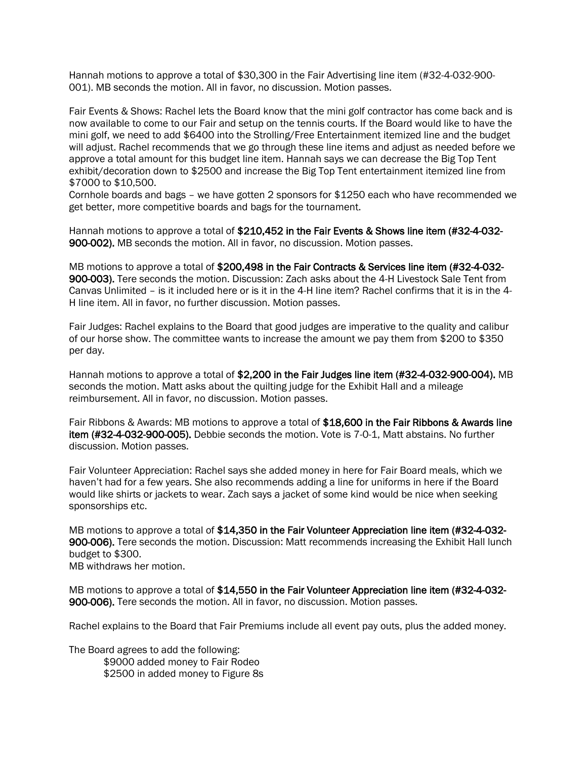Hannah motions to approve a total of $30,300 in the Fair Advertising line item (#32-4-032-900-001). MB seconds the motion. All in favor, no discussion. Motion passes.

Fair Events & Shows: Rachel lets the Board know that the mini golf contractor has come back and is now available to come to our Fair and setup on the tennis courts. If the Board would like to have the mini golf, we need to add $6400 into the Strolling/Free Entertainment itemized line and the budget will adjust. Rachel recommends that we go through these line items and adjust as needed before we approve a total amount for this budget line item. Hannah says we can decrease the Big Top Tent exhibit/decoration down to $2500 and increase the Big Top Tent entertainment itemized line from $7000 to $10,500.
Cornhole boards and bags – we have gotten 2 sponsors for $1250 each who have recommended we get better, more competitive boards and bags for the tournament.

Hannah motions to approve a total of **$210,452 in the Fair Events & Shows line item (#32-4-032-900-002).** MB seconds the motion. All in favor, no discussion. Motion passes.

MB motions to approve a total of **$200,498 in the Fair Contracts & Services line item (#32-4-032-900-003).** Tere seconds the motion. Discussion: Zach asks about the 4-H Livestock Sale Tent from Canvas Unlimited – is it included here or is it in the 4-H line item? Rachel confirms that it is in the 4-H line item. All in favor, no further discussion. Motion passes.

Fair Judges: Rachel explains to the Board that good judges are imperative to the quality and calibur of our horse show. The committee wants to increase the amount we pay them from $200 to $350 per day.

Hannah motions to approve a total of **$2,200 in the Fair Judges line item (#32-4-032-900-004).** MB seconds the motion. Matt asks about the quilting judge for the Exhibit Hall and a mileage reimbursement. All in favor, no discussion. Motion passes.

Fair Ribbons & Awards: MB motions to approve a total of **$18,600 in the Fair Ribbons & Awards line item (#32-4-032-900-005).** Debbie seconds the motion. Vote is 7-0-1, Matt abstains. No further discussion. Motion passes.

Fair Volunteer Appreciation: Rachel says she added money in here for Fair Board meals, which we haven't had for a few years. She also recommends adding a line for uniforms in here if the Board would like shirts or jackets to wear. Zach says a jacket of some kind would be nice when seeking sponsorships etc.

MB motions to approve a total of **$14,350 in the Fair Volunteer Appreciation line item (#32-4-032-900-006).** Tere seconds the motion. Discussion: Matt recommends increasing the Exhibit Hall lunch budget to $300.
MB withdraws her motion.

MB motions to approve a total of **$14,550 in the Fair Volunteer Appreciation line item (#32-4-032-900-006).** Tere seconds the motion. All in favor, no discussion. Motion passes.

Rachel explains to the Board that Fair Premiums include all event pay outs, plus the added money.

The Board agrees to add the following:

$9000 added money to Fair Rodeo
$2500 in added money to Figure 8s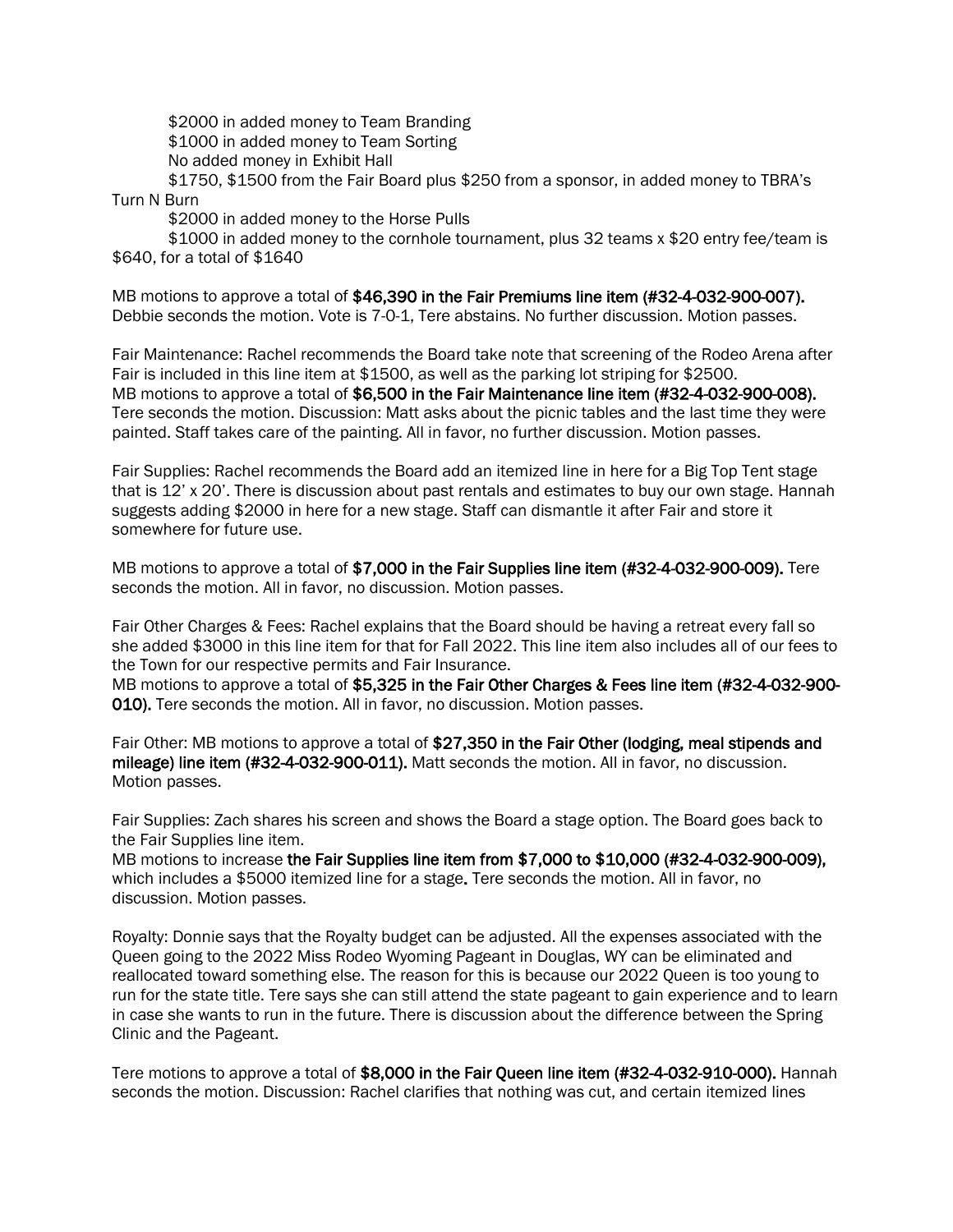$2000 in added money to Team Branding

$1000 in added money to Team Sorting

No added money in Exhibit Hall

$1750, $1500 from the Fair Board plus $250 from a sponsor, in added money to TBRA's Turn N Burn

$2000 in added money to the Horse Pulls

$1000 in added money to the cornhole tournament, plus 32 teams x $20 entry fee/team is $640, for a total of $1640

MB motions to approve a total of **$46,390 in the Fair Premiums line item (#32-4-032-900-007).** Debbie seconds the motion. Vote is 7-0-1, Tere abstains. No further discussion. Motion passes.

Fair Maintenance: Rachel recommends the Board take note that screening of the Rodeo Arena after Fair is included in this line item at $1500, as well as the parking lot striping for $2500.
MB motions to approve a total of **$6,500 in the Fair Maintenance line item (#32-4-032-900-008).** Tere seconds the motion. Discussion: Matt asks about the picnic tables and the last time they were painted. Staff takes care of the painting. All in favor, no further discussion. Motion passes.

Fair Supplies: Rachel recommends the Board add an itemized line in here for a Big Top Tent stage that is 12' x 20'. There is discussion about past rentals and estimates to buy our own stage. Hannah suggests adding $2000 in here for a new stage. Staff can dismantle it after Fair and store it somewhere for future use.

MB motions to approve a total of **$7,000 in the Fair Supplies line item (#32-4-032-900-009).** Tere seconds the motion. All in favor, no discussion. Motion passes.

Fair Other Charges & Fees: Rachel explains that the Board should be having a retreat every fall so she added $3000 in this line item for that for Fall 2022. This line item also includes all of our fees to the Town for our respective permits and Fair Insurance.
MB motions to approve a total of **$5,325 in the Fair Other Charges & Fees line item (#32-4-032-900-010).** Tere seconds the motion. All in favor, no discussion. Motion passes.

Fair Other: MB motions to approve a total of **$27,350 in the Fair Other (lodging, meal stipends and mileage) line item (#32-4-032-900-011).** Matt seconds the motion. All in favor, no discussion. Motion passes.

Fair Supplies: Zach shares his screen and shows the Board a stage option. The Board goes back to the Fair Supplies line item.
MB motions to increase **the Fair Supplies line item from $7,000 to $10,000 (#32-4-032-900-009),** which includes a $5000 itemized line for a stage**.** Tere seconds the motion. All in favor, no discussion. Motion passes.

Royalty: Donnie says that the Royalty budget can be adjusted. All the expenses associated with the Queen going to the 2022 Miss Rodeo Wyoming Pageant in Douglas, WY can be eliminated and reallocated toward something else. The reason for this is because our 2022 Queen is too young to run for the state title. Tere says she can still attend the state pageant to gain experience and to learn in case she wants to run in the future. There is discussion about the difference between the Spring Clinic and the Pageant.

Tere motions to approve a total of **$8,000 in the Fair Queen line item (#32-4-032-910-000).** Hannah seconds the motion. Discussion: Rachel clarifies that nothing was cut, and certain itemized lines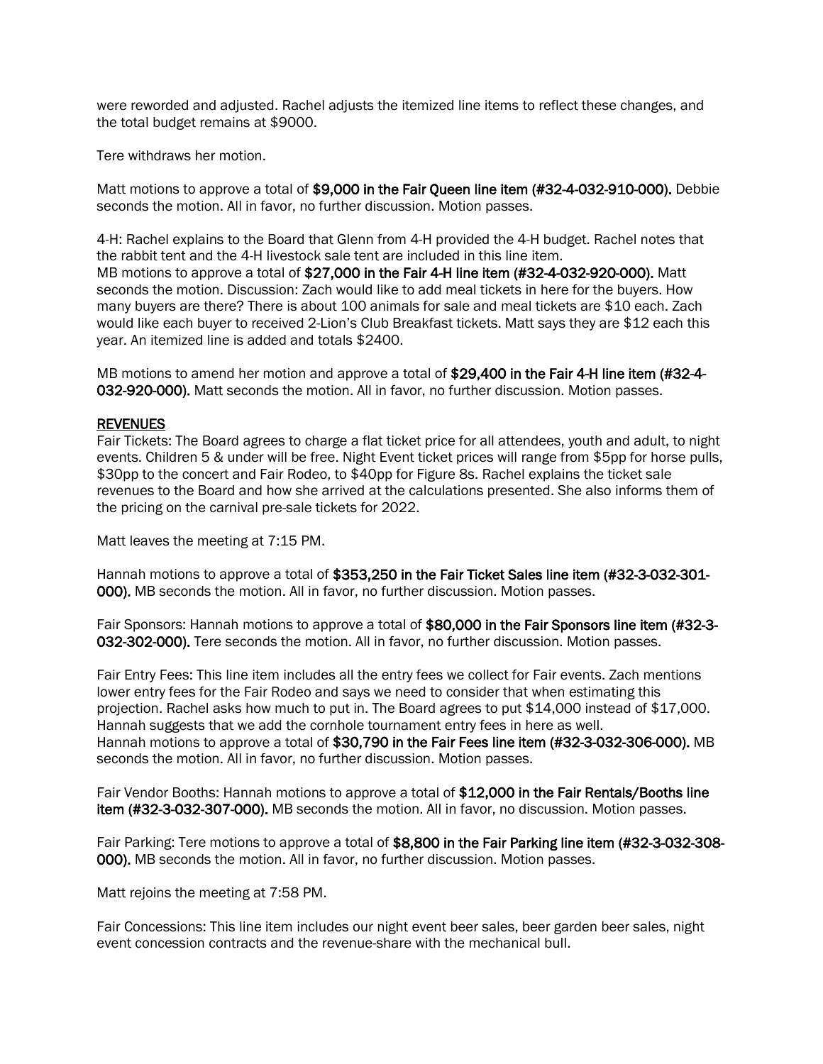were reworded and adjusted. Rachel adjusts the itemized line items to reflect these changes, and the total budget remains at $9000.

Tere withdraws her motion.

Matt motions to approve a total of **$9,000 in the Fair Queen line item (#32-4-032-910-000).** Debbie seconds the motion. All in favor, no further discussion. Motion passes.

4-H: Rachel explains to the Board that Glenn from 4-H provided the 4-H budget. Rachel notes that the rabbit tent and the 4-H livestock sale tent are included in this line item.
MB motions to approve a total of **$27,000 in the Fair 4-H line item (#32-4-032-920-000).** Matt seconds the motion. Discussion: Zach would like to add meal tickets in here for the buyers. How many buyers are there? There is about 100 animals for sale and meal tickets are $10 each. Zach would like each buyer to received 2-Lion's Club Breakfast tickets. Matt says they are $12 each this year. An itemized line is added and totals $2400.

MB motions to amend her motion and approve a total of **$29,400 in the Fair 4-H line item (#32-4-032-920-000).** Matt seconds the motion. All in favor, no further discussion. Motion passes.

<u>REVENUES</u>
Fair Tickets: The Board agrees to charge a flat ticket price for all attendees, youth and adult, to night events. Children 5 & under will be free. Night Event ticket prices will range from $5pp for horse pulls, $30pp to the concert and Fair Rodeo, to $40pp for Figure 8s. Rachel explains the ticket sale revenues to the Board and how she arrived at the calculations presented. She also informs them of the pricing on the carnival pre-sale tickets for 2022.

Matt leaves the meeting at 7:15 PM.

Hannah motions to approve a total of **$353,250 in the Fair Ticket Sales line item (#32-3-032-301-000).** MB seconds the motion. All in favor, no further discussion. Motion passes.

Fair Sponsors: Hannah motions to approve a total of **$80,000 in the Fair Sponsors line item (#32-3-032-302-000).** Tere seconds the motion. All in favor, no further discussion. Motion passes.

Fair Entry Fees: This line item includes all the entry fees we collect for Fair events. Zach mentions lower entry fees for the Fair Rodeo and says we need to consider that when estimating this projection. Rachel asks how much to put in. The Board agrees to put $14,000 instead of $17,000. Hannah suggests that we add the cornhole tournament entry fees in here as well.
Hannah motions to approve a total of **$30,790 in the Fair Fees line item (#32-3-032-306-000).** MB seconds the motion. All in favor, no further discussion. Motion passes.

Fair Vendor Booths: Hannah motions to approve a total of **$12,000 in the Fair Rentals/Booths line item (#32-3-032-307-000).** MB seconds the motion. All in favor, no discussion. Motion passes.

Fair Parking: Tere motions to approve a total of **$8,800 in the Fair Parking line item (#32-3-032-308-000).** MB seconds the motion. All in favor, no further discussion. Motion passes.

Matt rejoins the meeting at 7:58 PM.

Fair Concessions: This line item includes our night event beer sales, beer garden beer sales, night event concession contracts and the revenue-share with the mechanical bull.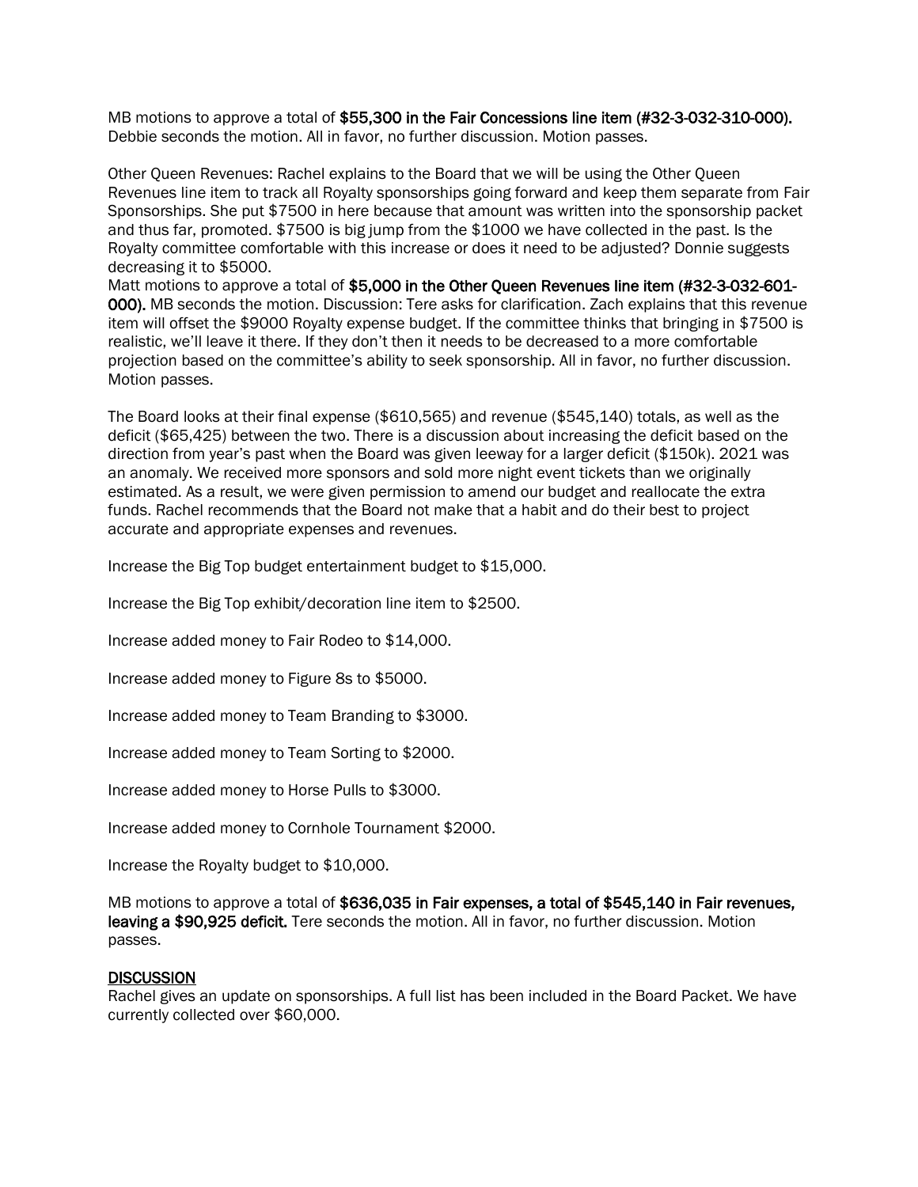MB motions to approve a total of **$55,300 in the Fair Concessions line item (#32-3-032-310-000).** Debbie seconds the motion. All in favor, no further discussion. Motion passes.

Other Queen Revenues: Rachel explains to the Board that we will be using the Other Queen Revenues line item to track all Royalty sponsorships going forward and keep them separate from Fair Sponsorships. She put $7500 in here because that amount was written into the sponsorship packet and thus far, promoted. $7500 is big jump from the $1000 we have collected in the past. Is the Royalty committee comfortable with this increase or does it need to be adjusted? Donnie suggests decreasing it to $5000.
Matt motions to approve a total of **$5,000 in the Other Queen Revenues line item (#32-3-032-601-000).** MB seconds the motion. Discussion: Tere asks for clarification. Zach explains that this revenue item will offset the $9000 Royalty expense budget. If the committee thinks that bringing in $7500 is realistic, we'll leave it there. If they don't then it needs to be decreased to a more comfortable projection based on the committee's ability to seek sponsorship. All in favor, no further discussion. Motion passes.

The Board looks at their final expense ($610,565) and revenue ($545,140) totals, as well as the deficit ($65,425) between the two. There is a discussion about increasing the deficit based on the direction from year's past when the Board was given leeway for a larger deficit ($150k). 2021 was an anomaly. We received more sponsors and sold more night event tickets than we originally estimated. As a result, we were given permission to amend our budget and reallocate the extra funds. Rachel recommends that the Board not make that a habit and do their best to project accurate and appropriate expenses and revenues.

Increase the Big Top budget entertainment budget to $15,000.

Increase the Big Top exhibit/decoration line item to $2500.

Increase added money to Fair Rodeo to $14,000.

Increase added money to Figure 8s to $5000.

Increase added money to Team Branding to $3000.

Increase added money to Team Sorting to $2000.

Increase added money to Horse Pulls to $3000.

Increase added money to Cornhole Tournament $2000.

Increase the Royalty budget to $10,000.

MB motions to approve a total of **$636,035 in Fair expenses, a total of $545,140 in Fair revenues, leaving a $90,925 deficit.** Tere seconds the motion. All in favor, no further discussion. Motion passes.

**DISCUSSION**

Rachel gives an update on sponsorships. A full list has been included in the Board Packet. We have currently collected over $60,000.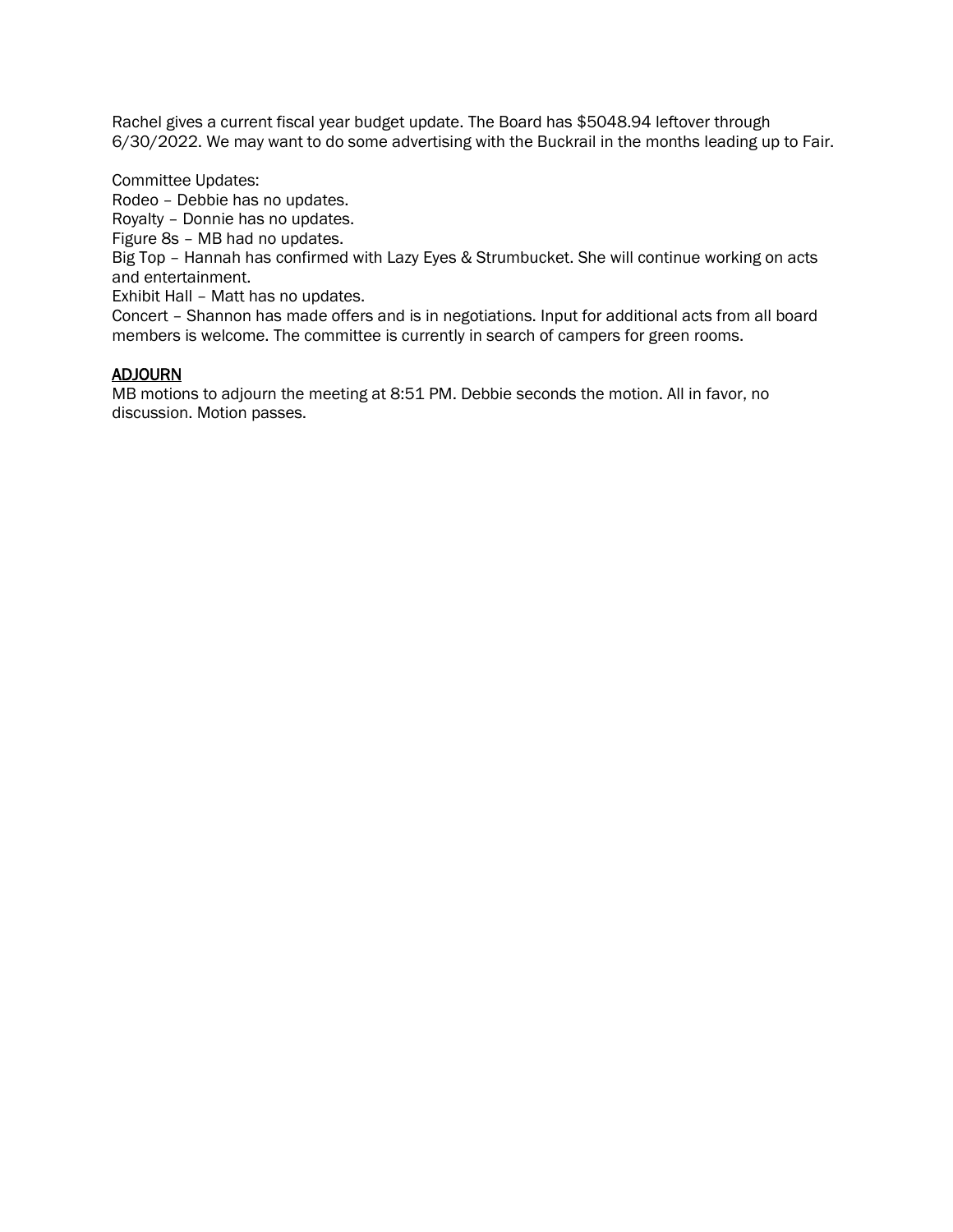Rachel gives a current fiscal year budget update. The Board has $5048.94 leftover through 6/30/2022. We may want to do some advertising with the Buckrail in the months leading up to Fair.

Committee Updates:
Rodeo – Debbie has no updates.
Royalty – Donnie has no updates.
Figure 8s – MB had no updates.
Big Top – Hannah has confirmed with Lazy Eyes & Strumbucket. She will continue working on acts and entertainment.
Exhibit Hall – Matt has no updates.
Concert – Shannon has made offers and is in negotiations. Input for additional acts from all board members is welcome. The committee is currently in search of campers for green rooms.

ADJOURN

MB motions to adjourn the meeting at 8:51 PM. Debbie seconds the motion. All in favor, no discussion. Motion passes.